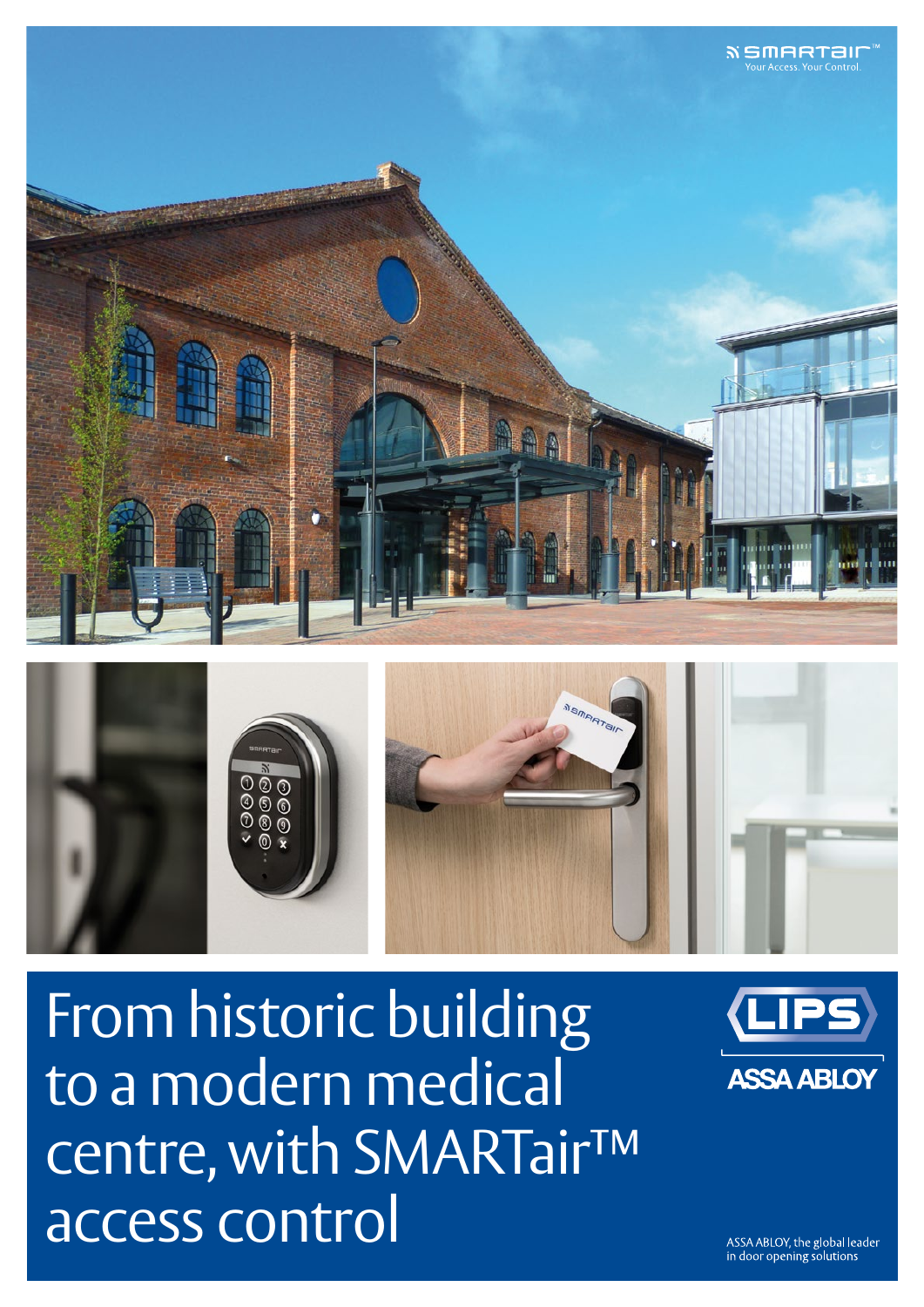SMARTair™
Your Access. Your Control.

# From historic building to a modern medical centre, with SMARTair™ access control

LIPS
ASSA ABLOY

ASSA ABLOY, the global leader in door opening solutions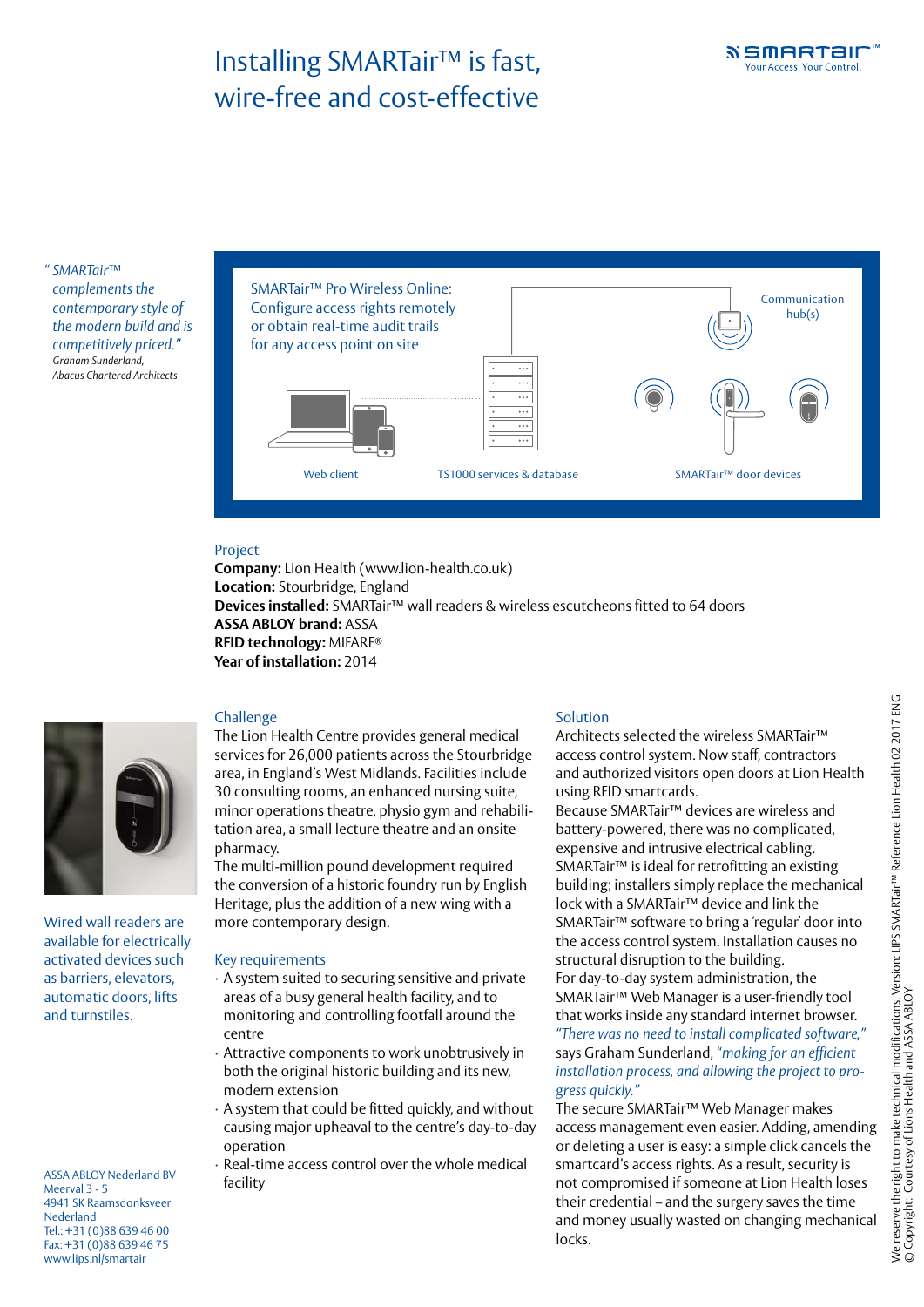# Installing SMARTair™ is fast, wire-free and cost-effective

*" SMARTair™ complements the contemporary style of the modern build and is competitively priced."*
*Graham Sunderland, Abacus Chartered Architects*

SMARTair™ Pro Wireless Online: Configure access rights remotely or obtain real-time audit trails for any access point on site

Communication hub(s)

Web client

TS1000 services & database

SMARTair™ door devices

## Project

**Company:** Lion Health (www.lion-health.co.uk)
**Location:** Stourbridge, England
**Devices installed:** SMARTair™ wall readers & wireless escutcheons fitted to 64 doors
**ASSA ABLOY brand:** ASSA
**RFID technology:** MIFARE®
**Year of installation:** 2014

Wired wall readers are available for electrically activated devices such as barriers, elevators, automatic doors, lifts and turnstiles.

## Challenge

The Lion Health Centre provides general medical services for 26,000 patients across the Stourbridge area, in England's West Midlands. Facilities include 30 consulting rooms, an enhanced nursing suite, minor operations theatre, physio gym and rehabilitation area, a small lecture theatre and an onsite pharmacy.

The multi-million pound development required the conversion of a historic foundry run by English Heritage, plus the addition of a new wing with a more contemporary design.

## Key requirements

- A system suited to securing sensitive and private areas of a busy general health facility, and to monitoring and controlling footfall around the centre
- Attractive components to work unobtrusively in both the original historic building and its new, modern extension
- A system that could be fitted quickly, and without causing major upheaval to the centre's day-to-day operation
- Real-time access control over the whole medical facility

## Solution

Architects selected the wireless SMARTair™ access control system. Now staff, contractors and authorized visitors open doors at Lion Health using RFID smartcards.

Because SMARTair™ devices are wireless and battery-powered, there was no complicated, expensive and intrusive electrical cabling. SMARTair™ is ideal for retrofitting an existing building; installers simply replace the mechanical lock with a SMARTair™ device and link the SMARTair™ software to bring a 'regular' door into the access control system. Installation causes no structural disruption to the building.

For day-to-day system administration, the SMARTair™ Web Manager is a user-friendly tool that works inside any standard internet browser. *"There was no need to install complicated software,"* says Graham Sunderland, *"making for an efficient installation process, and allowing the project to progress quickly."*

The secure SMARTair™ Web Manager makes access management even easier. Adding, amending or deleting a user is easy: a simple click cancels the smartcard's access rights. As a result, security is not compromised if someone at Lion Health loses their credential – and the surgery saves the time and money usually wasted on changing mechanical locks.

ASSA ABLOY Nederland BV
Meerval 3 - 5
4941 SK Raamsdonksveer
Nederland
Tel.: +31 (0)88 639 46 00
Fax: +31 (0)88 639 46 75
www.lips.nl/smartair

We reserve the right to make technical modifications. Version: LIPS SMARTair™ Reference Lion Health 02 2017 ENG
© Copyright: Courtesy of Lions Health and ASSA ABLOY